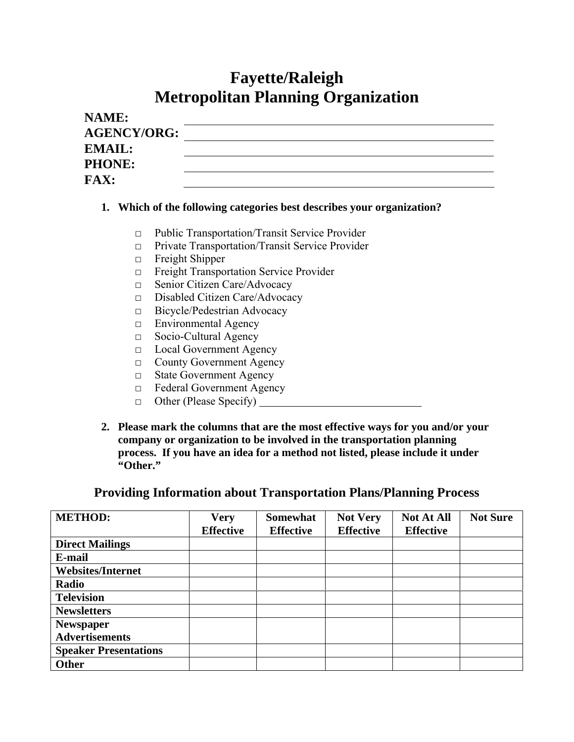# Fayette/Raleigh
# Metropolitan Planning Organization

**NAME:** ______________________________

**AGENCY/ORG:** ______________________________

**EMAIL:** ______________________________

**PHONE:** ______________________________

**FAX:** ______________________________

1. **Which of the following categories best describes your organization?**

   - □ Public Transportation/Transit Service Provider
   - □ Private Transportation/Transit Service Provider
   - □ Freight Shipper
   - □ Freight Transportation Service Provider
   - □ Senior Citizen Care/Advocacy
   - □ Disabled Citizen Care/Advocacy
   - □ Bicycle/Pedestrian Advocacy
   - □ Environmental Agency
   - □ Socio-Cultural Agency
   - □ Local Government Agency
   - □ County Government Agency
   - □ State Government Agency
   - □ Federal Government Agency
   - □ Other (Please Specify) ______________________________

2. **Please mark the columns that are the most effective ways for you and/or your company or organization to be involved in the transportation planning process. If you have an idea for a method not listed, please include it under "Other."**

## Providing Information about Transportation Plans/Planning Process

| METHOD: | Very Effective | Somewhat Effective | Not Very Effective | Not At All Effective | Not Sure |
|---|---|---|---|---|---|
| **Direct Mailings** | | | | | |
| **E-mail** | | | | | |
| **Websites/Internet** | | | | | |
| **Radio** | | | | | |
| **Television** | | | | | |
| **Newsletters** | | | | | |
| **Newspaper Advertisements** | | | | | |
| **Speaker Presentations** | | | | | |
| **Other** | | | | | |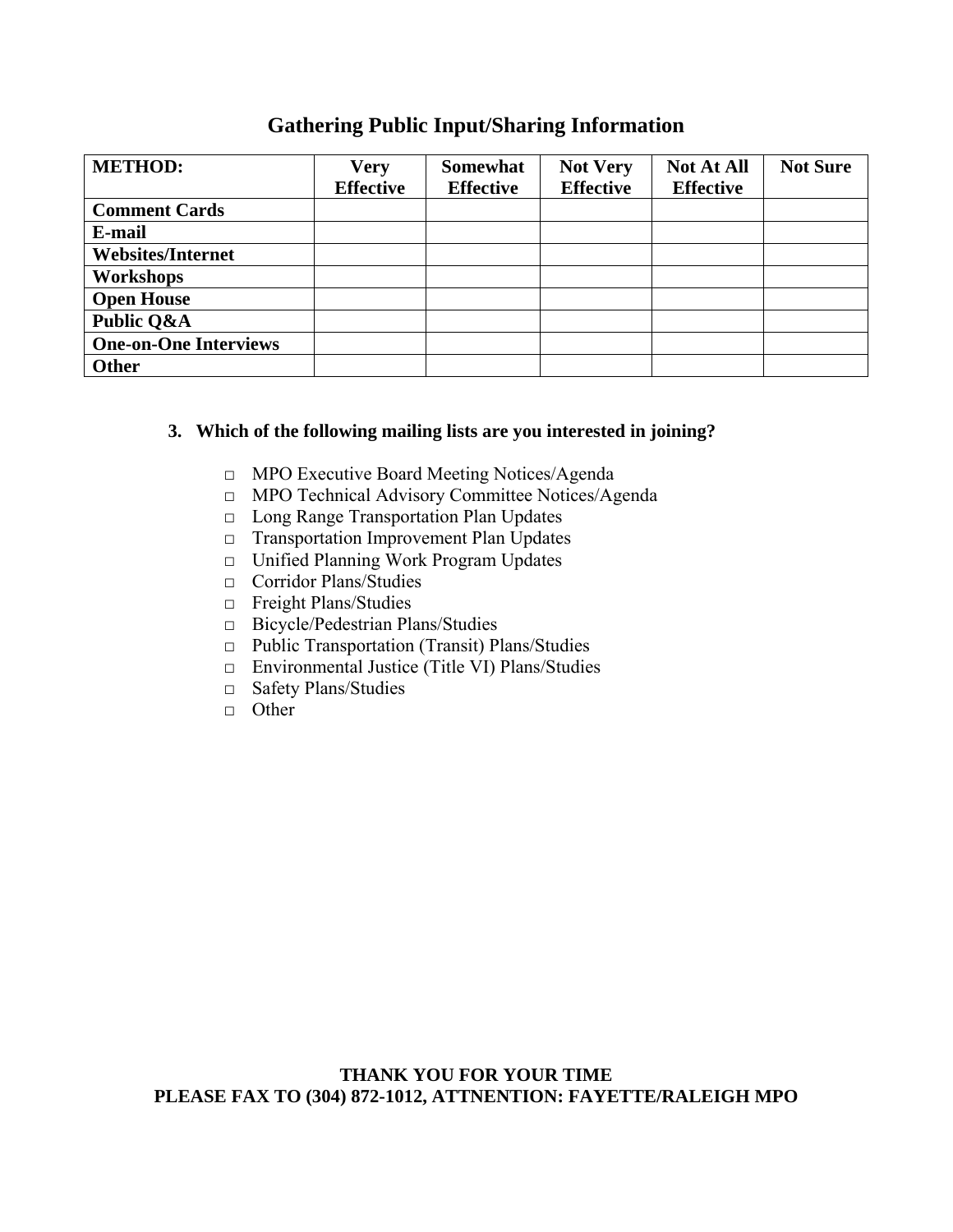## Gathering Public Input/Sharing Information

| METHOD: | Very Effective | Somewhat Effective | Not Very Effective | Not At All Effective | Not Sure |
|---|---|---|---|---|---|
| **Comment Cards** | | | | | |
| **E-mail** | | | | | |
| **Websites/Internet** | | | | | |
| **Workshops** | | | | | |
| **Open House** | | | | | |
| **Public Q&A** | | | | | |
| **One-on-One Interviews** | | | | | |
| **Other** | | | | | |

**3. Which of the following mailing lists are you interested in joining?**

- □ MPO Executive Board Meeting Notices/Agenda
- □ MPO Technical Advisory Committee Notices/Agenda
- □ Long Range Transportation Plan Updates
- □ Transportation Improvement Plan Updates
- □ Unified Planning Work Program Updates
- □ Corridor Plans/Studies
- □ Freight Plans/Studies
- □ Bicycle/Pedestrian Plans/Studies
- □ Public Transportation (Transit) Plans/Studies
- □ Environmental Justice (Title VI) Plans/Studies
- □ Safety Plans/Studies
- □ Other

**THANK YOU FOR YOUR TIME**
**PLEASE FAX TO (304) 872-1012, ATTNENTION: FAYETTE/RALEIGH MPO**